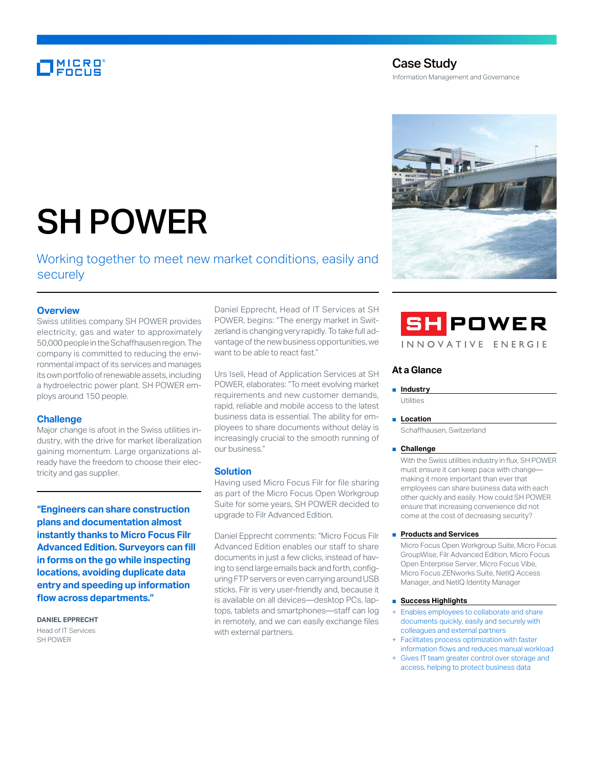Case Study

Information Management and Governance

# SH POWER

## Working together to meet new market conditions, easily and securely

### Overview

Swiss utilities company SH POWER provides electricity, gas and water to approximately 50,000 people in the Schaffhausen region. The company is committed to reducing the environmental impact of its services and manages its own portfolio of renewable assets, including a hydroelectric power plant. SH POWER employs around 150 people.

### Challenge

Major change is afoot in the Swiss utilities industry, with the drive for market liberalization gaining momentum. Large organizations already have the freedom to choose their electricity and gas supplier.

**"Engineers can share construction plans and documentation almost instantly thanks to Micro Focus Filr Advanced Edition. Surveyors can fill in forms on the go while inspecting locations, avoiding duplicate data entry and speeding up information flow across departments."**

**DANIEL EPPRECHT**
Head of IT Services
SH POWER

Daniel Epprecht, Head of IT Services at SH POWER, begins: "The energy market in Switzerland is changing very rapidly. To take full advantage of the new business opportunities, we want to be able to react fast."

Urs Iseli, Head of Application Services at SH POWER, elaborates: "To meet evolving market requirements and new customer demands, rapid, reliable and mobile access to the latest business data is essential. The ability for employees to share documents without delay is increasingly crucial to the smooth running of our business."

### Solution

Having used Micro Focus Filr for file sharing as part of the Micro Focus Open Workgroup Suite for some years, SH POWER decided to upgrade to Filr Advanced Edition.

Daniel Epprecht comments: "Micro Focus Filr Advanced Edition enables our staff to share documents in just a few clicks, instead of having to send large emails back and forth, configuring FTP servers or even carrying around USB sticks. Filr is very user-friendly and, because it is available on all devices—desktop PCs, laptops, tablets and smartphones—staff can log in remotely, and we can easily exchange files with external partners.

SH POWER
INNOVATIVE ENERGIE

### At a Glance

- **Industry**
  Utilities
- **Location**
  Schaffhausen, Switzerland
- **Challenge**
  With the Swiss utilities industry in flux, SH POWER must ensure it can keep pace with change—making it more important than ever that employees can share business data with each other quickly and easily. How could SH POWER ensure that increasing convenience did not come at the cost of decreasing security?
- **Products and Services**
  Micro Focus Open Workgroup Suite, Micro Focus GroupWise, Filr Advanced Edition, Micro Focus Open Enterprise Server, Micro Focus Vibe, Micro Focus ZENworks Suite, NetIQ Access Manager, and NetIQ Identity Manager
- **Success Highlights**
  + Enables employees to collaborate and share documents quickly, easily and securely with colleagues and external partners
  + Facilitates process optimization with faster information flows and reduces manual workload
  + Gives IT team greater control over storage and access, helping to protect business data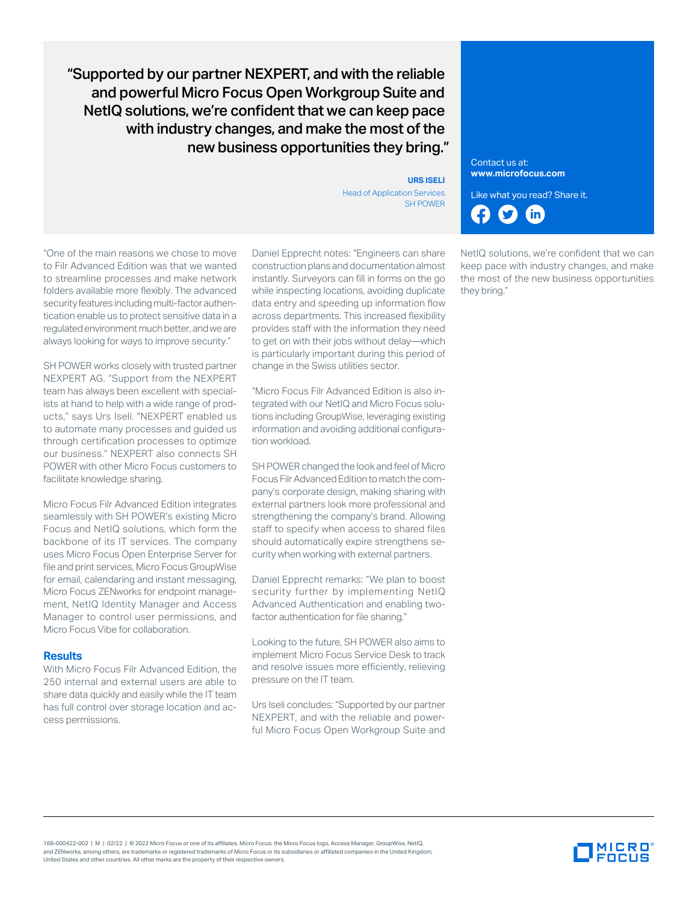> "Supported by our partner NEXPERT, and with the reliable and powerful Micro Focus Open Workgroup Suite and NetIQ solutions, we're confident that we can keep pace with industry changes, and make the most of the new business opportunities they bring."
>
> **URS ISELI**
> Head of Application Services
> SH POWER

Contact us at:
**www.microfocus.com**

Like what you read? Share it.

"One of the main reasons we chose to move to Filr Advanced Edition was that we wanted to streamline processes and make network folders available more flexibly. The advanced security features including multi-factor authentication enable us to protect sensitive data in a regulated environment much better, and we are always looking for ways to improve security."

SH POWER works closely with trusted partner NEXPERT AG. "Support from the NEXPERT team has always been excellent with specialists at hand to help with a wide range of products," says Urs Iseli. "NEXPERT enabled us to automate many processes and guided us through certification processes to optimize our business." NEXPERT also connects SH POWER with other Micro Focus customers to facilitate knowledge sharing.

Micro Focus Filr Advanced Edition integrates seamlessly with SH POWER's existing Micro Focus and NetIQ solutions, which form the backbone of its IT services. The company uses Micro Focus Open Enterprise Server for file and print services, Micro Focus GroupWise for email, calendaring and instant messaging, Micro Focus ZENworks for endpoint management, NetIQ Identity Manager and Access Manager to control user permissions, and Micro Focus Vibe for collaboration.

## Results

With Micro Focus Filr Advanced Edition, the 250 internal and external users are able to share data quickly and easily while the IT team has full control over storage location and access permissions.

Daniel Epprecht notes: "Engineers can share construction plans and documentation almost instantly. Surveyors can fill in forms on the go while inspecting locations, avoiding duplicate data entry and speeding up information flow across departments. This increased flexibility provides staff with the information they need to get on with their jobs without delay—which is particularly important during this period of change in the Swiss utilities sector.

"Micro Focus Filr Advanced Edition is also integrated with our NetIQ and Micro Focus solutions including GroupWise, leveraging existing information and avoiding additional configuration workload.

SH POWER changed the look and feel of Micro Focus Filr Advanced Edition to match the company's corporate design, making sharing with external partners look more professional and strengthening the company's brand. Allowing staff to specify when access to shared files should automatically expire strengthens security when working with external partners.

Daniel Epprecht remarks: "We plan to boost security further by implementing NetIQ Advanced Authentication and enabling two-factor authentication for file sharing."

Looking to the future, SH POWER also aims to implement Micro Focus Service Desk to track and resolve issues more efficiently, relieving pressure on the IT team.

Urs Iseli concludes: "Supported by our partner NEXPERT, and with the reliable and powerful Micro Focus Open Workgroup Suite and NetIQ solutions, we're confident that we can keep pace with industry changes, and make the most of the new business opportunities they bring."

168-000422-002 | M | 02/22 | © 2022 Micro Focus or one of its affiliates. Micro Focus, the Micro Focus logo, Access Manager, GroupWise, NetIQ, and ZENworks, among others, are trademarks or registered trademarks of Micro Focus or its subsidiaries or affiliated companies in the United Kingdom, United States and other countries. All other marks are the property of their respective owners.